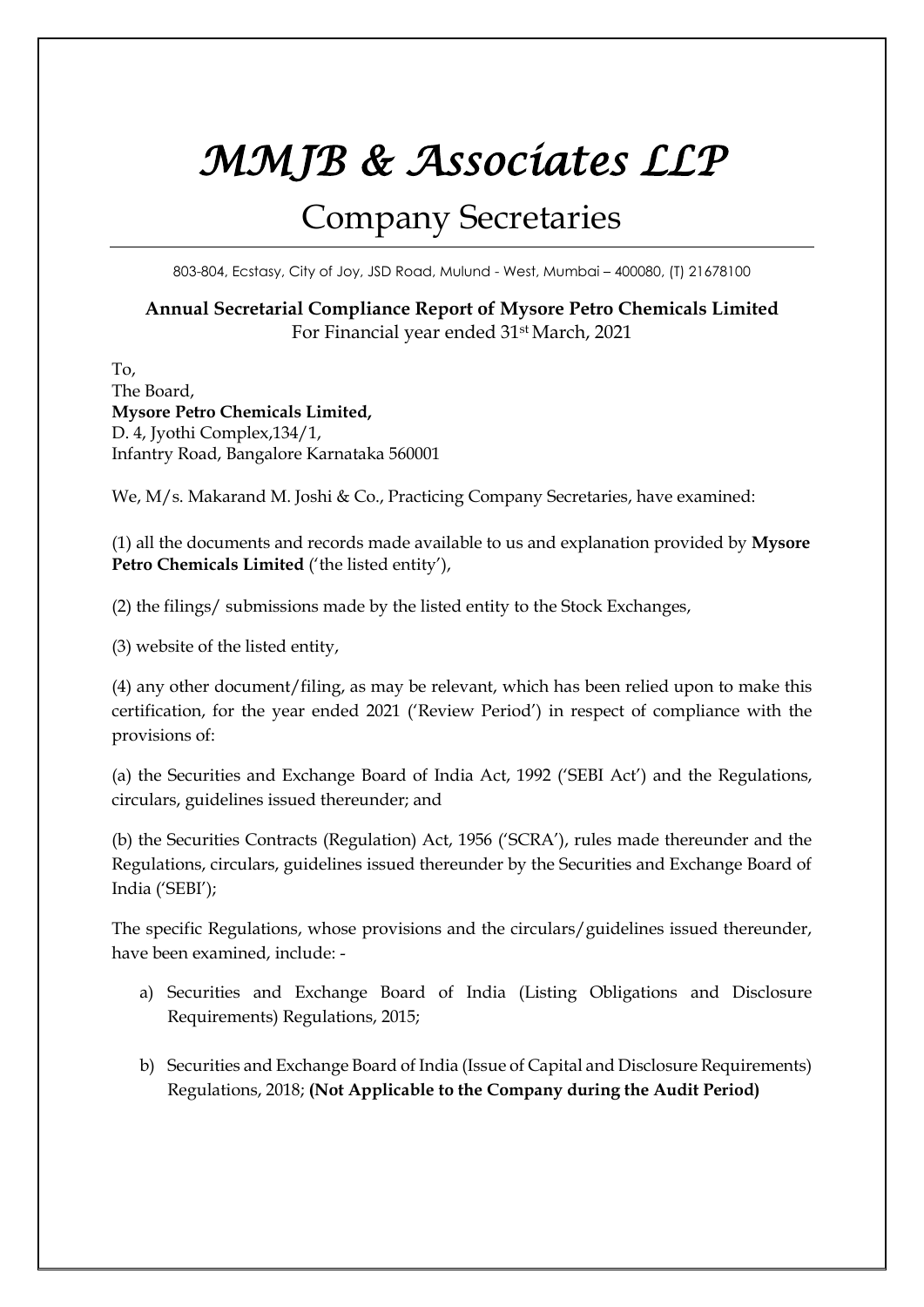# *MMJB & Associates LLP*

## Company Secretaries

803-804, Ecstasy, City of Joy, JSD Road, Mulund - West, Mumbai – 400080, (T) 21678100

**Annual Secretarial Compliance Report of Mysore Petro Chemicals Limited**
For Financial year ended 31st March, 2021

To,
The Board,
**Mysore Petro Chemicals Limited,**
D. 4, Jyothi Complex,134/1,
Infantry Road, Bangalore Karnataka 560001

We, M/s. Makarand M. Joshi & Co., Practicing Company Secretaries, have examined:

(1) all the documents and records made available to us and explanation provided by **Mysore Petro Chemicals Limited** ('the listed entity'),

(2) the filings/ submissions made by the listed entity to the Stock Exchanges,

(3) website of the listed entity,

(4) any other document/filing, as may be relevant, which has been relied upon to make this certification, for the year ended 2021 ('Review Period') in respect of compliance with the provisions of:

(a) the Securities and Exchange Board of India Act, 1992 ('SEBI Act') and the Regulations, circulars, guidelines issued thereunder; and

(b) the Securities Contracts (Regulation) Act, 1956 ('SCRA'), rules made thereunder and the Regulations, circulars, guidelines issued thereunder by the Securities and Exchange Board of India ('SEBI');

The specific Regulations, whose provisions and the circulars/guidelines issued thereunder, have been examined, include: -

a) Securities and Exchange Board of India (Listing Obligations and Disclosure Requirements) Regulations, 2015;

b) Securities and Exchange Board of India (Issue of Capital and Disclosure Requirements) Regulations, 2018; **(Not Applicable to the Company during the Audit Period)**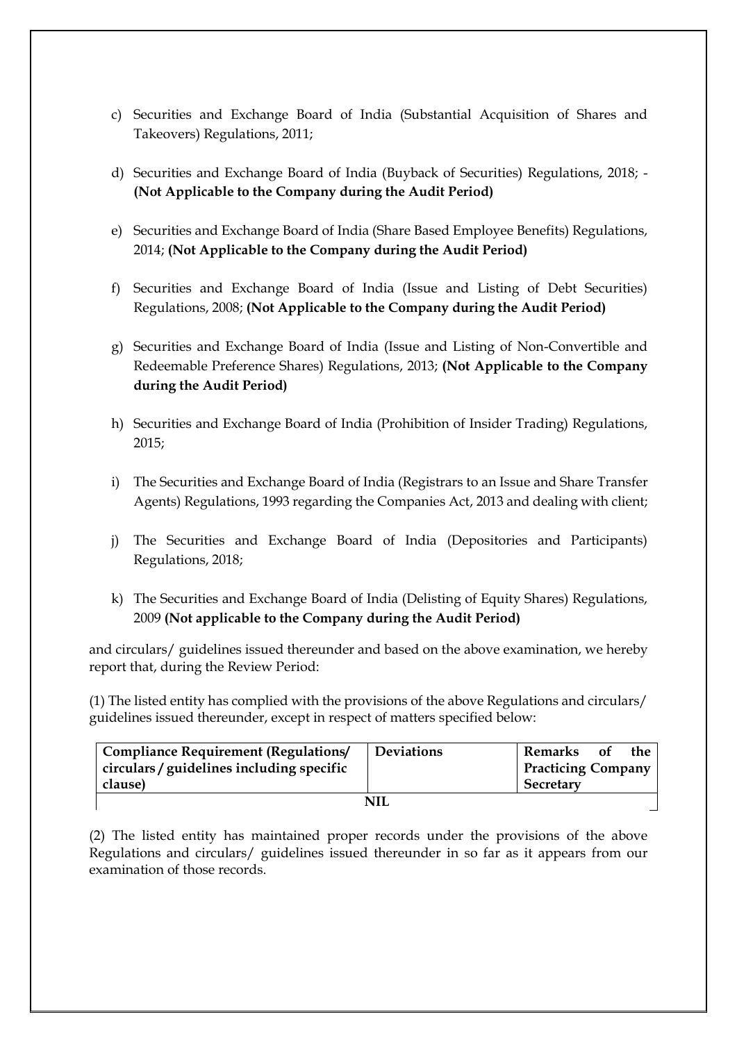c) Securities and Exchange Board of India (Substantial Acquisition of Shares and Takeovers) Regulations, 2011;

d) Securities and Exchange Board of India (Buyback of Securities) Regulations, 2018; - **(Not Applicable to the Company during the Audit Period)**

e) Securities and Exchange Board of India (Share Based Employee Benefits) Regulations, 2014; **(Not Applicable to the Company during the Audit Period)**

f) Securities and Exchange Board of India (Issue and Listing of Debt Securities) Regulations, 2008; **(Not Applicable to the Company during the Audit Period)**

g) Securities and Exchange Board of India (Issue and Listing of Non-Convertible and Redeemable Preference Shares) Regulations, 2013; **(Not Applicable to the Company during the Audit Period)**

h) Securities and Exchange Board of India (Prohibition of Insider Trading) Regulations, 2015;

i) The Securities and Exchange Board of India (Registrars to an Issue and Share Transfer Agents) Regulations, 1993 regarding the Companies Act, 2013 and dealing with client;

j) The Securities and Exchange Board of India (Depositories and Participants) Regulations, 2018;

k) The Securities and Exchange Board of India (Delisting of Equity Shares) Regulations, 2009 **(Not applicable to the Company during the Audit Period)**

and circulars/ guidelines issued thereunder and based on the above examination, we hereby report that, during the Review Period:

(1) The listed entity has complied with the provisions of the above Regulations and circulars/ guidelines issued thereunder, except in respect of matters specified below:

| Compliance Requirement (Regulations/ circulars / guidelines including specific clause) | Deviations | Remarks of the Practicing Company Secretary |
|---|---|---|
| | NIL | |

(2) The listed entity has maintained proper records under the provisions of the above Regulations and circulars/ guidelines issued thereunder in so far as it appears from our examination of those records.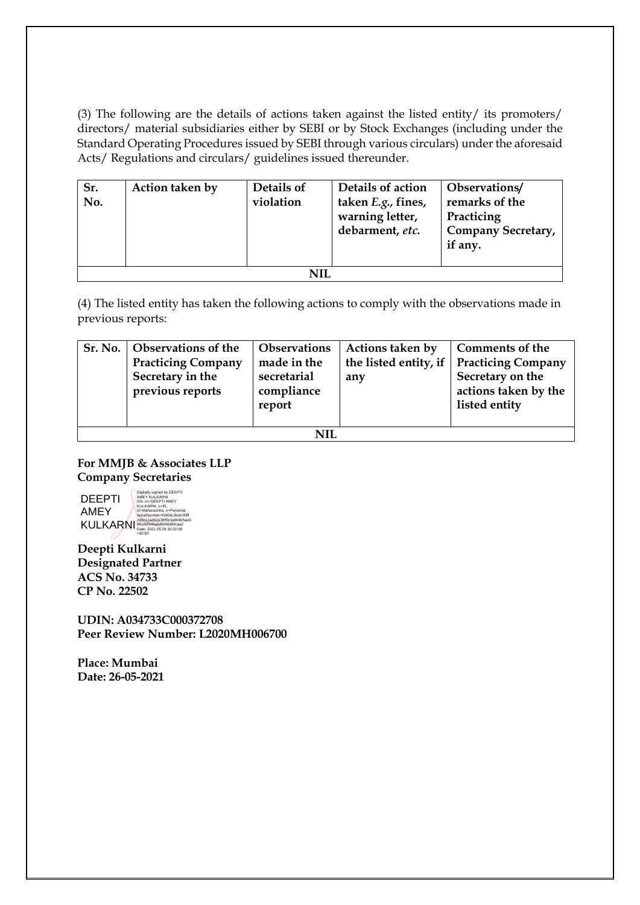(3) The following are the details of actions taken against the listed entity/ its promoters/ directors/ material subsidiaries either by SEBI or by Stock Exchanges (including under the Standard Operating Procedures issued by SEBI through various circulars) under the aforesaid Acts/ Regulations and circulars/ guidelines issued thereunder.

| Sr. No. | Action taken by | Details of violation | Details of action taken *E.g.*, fines, warning letter, debarment, *etc.* | Observations/ remarks of the Practicing Company Secretary, if any. |
|---|---|---|---|---|
| NIL | | | | |

(4) The listed entity has taken the following actions to comply with the observations made in previous reports:

| Sr. No. | Observations of the Practicing Company Secretary in the previous reports | Observations made in the secretarial compliance report | Actions taken by the listed entity, if any | Comments of the Practicing Company Secretary on the actions taken by the listed entity |
|---|---|---|---|---|
| NIL | | | | |

**For MMJB & Associates LLP**
**Company Secretaries**

DEEPTI AMEY KULKARNI

Digitally signed by DEEPTI AMEY KULKARNI
Date: 2021.05.26 15:32:06 +05'30'

**Deepti Kulkarni**
**Designated Partner**
**ACS No. 34733**
**CP No. 22502**

**UDIN: A034733C000372708**
**Peer Review Number: L2020MH006700**

**Place: Mumbai**
**Date: 26-05-2021**